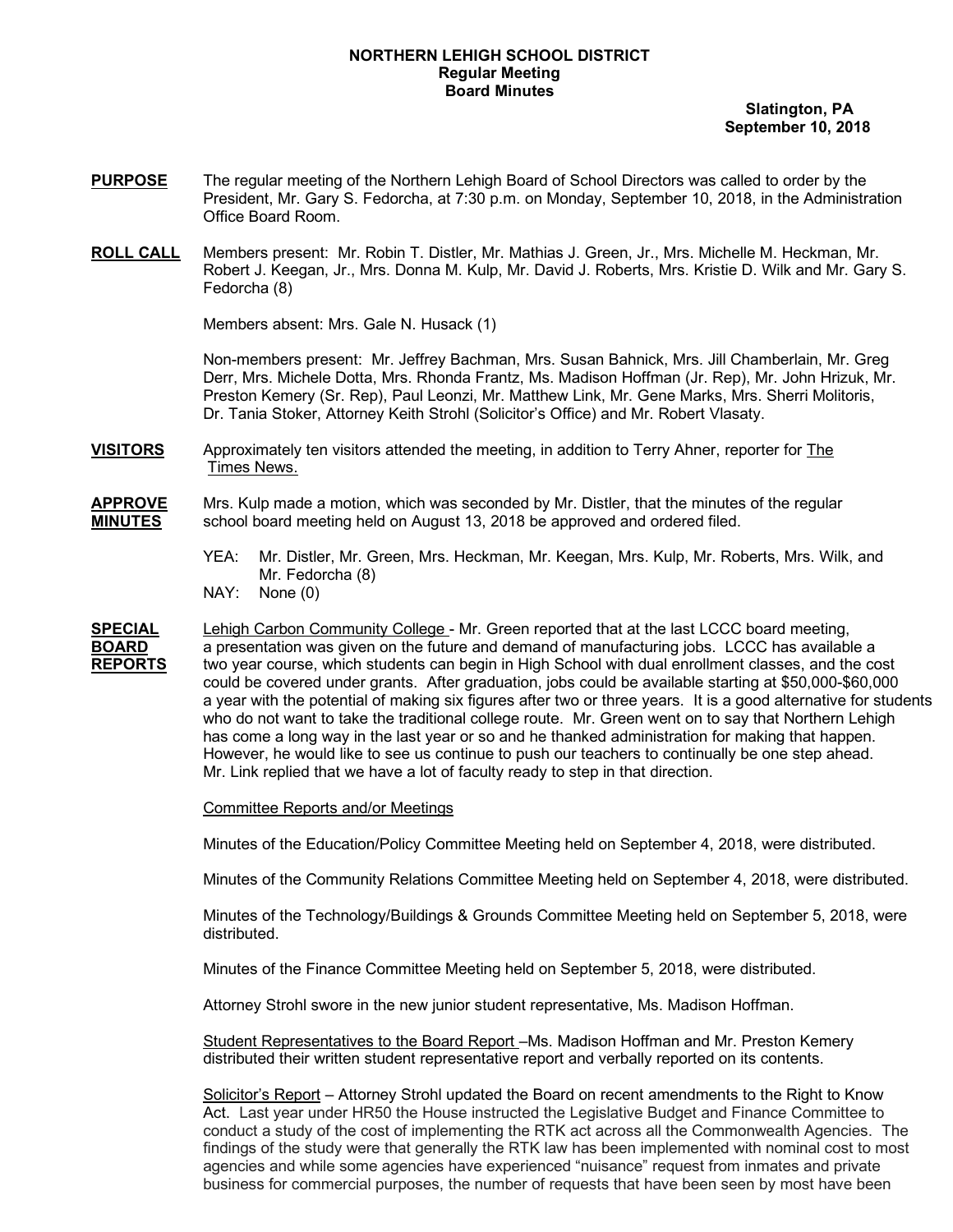**NORTHERN LEHIGH SCHOOL DISTRICT**
**Regular Meeting**
**Board Minutes**

**Slatington, PA**
**September 10, 2018**

**PURPOSE** The regular meeting of the Northern Lehigh Board of School Directors was called to order by the President, Mr. Gary S. Fedorcha, at 7:30 p.m. on Monday, September 10, 2018, in the Administration Office Board Room.

**ROLL CALL** Members present: Mr. Robin T. Distler, Mr. Mathias J. Green, Jr., Mrs. Michelle M. Heckman, Mr. Robert J. Keegan, Jr., Mrs. Donna M. Kulp, Mr. David J. Roberts, Mrs. Kristie D. Wilk and Mr. Gary S. Fedorcha (8)

Members absent: Mrs. Gale N. Husack (1)

Non-members present: Mr. Jeffrey Bachman, Mrs. Susan Bahnick, Mrs. Jill Chamberlain, Mr. Greg Derr, Mrs. Michele Dotta, Mrs. Rhonda Frantz, Ms. Madison Hoffman (Jr. Rep), Mr. John Hrizuk, Mr. Preston Kemery (Sr. Rep), Paul Leonzi, Mr. Matthew Link, Mr. Gene Marks, Mrs. Sherri Molitoris, Dr. Tania Stoker, Attorney Keith Strohl (Solicitor's Office) and Mr. Robert Vlasaty.

**VISITORS** Approximately ten visitors attended the meeting, in addition to Terry Ahner, reporter for The Times News.

**APPROVE MINUTES** Mrs. Kulp made a motion, which was seconded by Mr. Distler, that the minutes of the regular school board meeting held on August 13, 2018 be approved and ordered filed.

YEA: Mr. Distler, Mr. Green, Mrs. Heckman, Mr. Keegan, Mrs. Kulp, Mr. Roberts, Mrs. Wilk, and Mr. Fedorcha (8)
NAY: None (0)

**SPECIAL BOARD REPORTS** Lehigh Carbon Community College - Mr. Green reported that at the last LCCC board meeting, a presentation was given on the future and demand of manufacturing jobs. LCCC has available a two year course, which students can begin in High School with dual enrollment classes, and the cost could be covered under grants. After graduation, jobs could be available starting at $50,000-$60,000 a year with the potential of making six figures after two or three years. It is a good alternative for students who do not want to take the traditional college route. Mr. Green went on to say that Northern Lehigh has come a long way in the last year or so and he thanked administration for making that happen. However, he would like to see us continue to push our teachers to continually be one step ahead. Mr. Link replied that we have a lot of faculty ready to step in that direction.

Committee Reports and/or Meetings

Minutes of the Education/Policy Committee Meeting held on September 4, 2018, were distributed.

Minutes of the Community Relations Committee Meeting held on September 4, 2018, were distributed.

Minutes of the Technology/Buildings & Grounds Committee Meeting held on September 5, 2018, were distributed.

Minutes of the Finance Committee Meeting held on September 5, 2018, were distributed.

Attorney Strohl swore in the new junior student representative, Ms. Madison Hoffman.

Student Representatives to the Board Report –Ms. Madison Hoffman and Mr. Preston Kemery distributed their written student representative report and verbally reported on its contents.

Solicitor's Report – Attorney Strohl updated the Board on recent amendments to the Right to Know Act. Last year under HR50 the House instructed the Legislative Budget and Finance Committee to conduct a study of the cost of implementing the RTK act across all the Commonwealth Agencies. The findings of the study were that generally the RTK law has been implemented with nominal cost to most agencies and while some agencies have experienced "nuisance" request from inmates and private business for commercial purposes, the number of requests that have been seen by most have been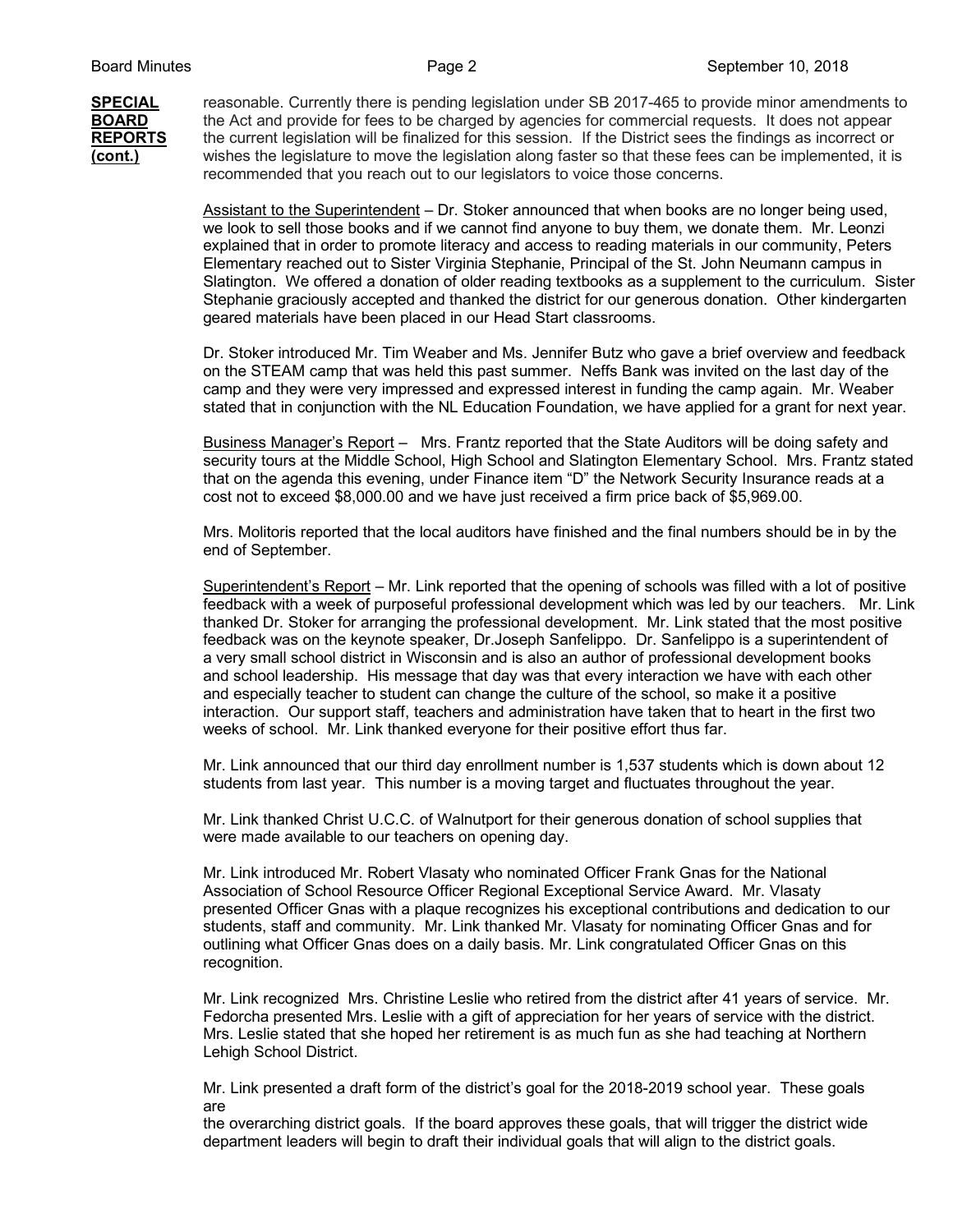**SPECIAL BOARD REPORTS (cont.)**

reasonable. Currently there is pending legislation under SB 2017-465 to provide minor amendments to the Act and provide for fees to be charged by agencies for commercial requests. It does not appear the current legislation will be finalized for this session. If the District sees the findings as incorrect or wishes the legislature to move the legislation along faster so that these fees can be implemented, it is recommended that you reach out to our legislators to voice those concerns.

Assistant to the Superintendent – Dr. Stoker announced that when books are no longer being used, we look to sell those books and if we cannot find anyone to buy them, we donate them. Mr. Leonzi explained that in order to promote literacy and access to reading materials in our community, Peters Elementary reached out to Sister Virginia Stephanie, Principal of the St. John Neumann campus in Slatington. We offered a donation of older reading textbooks as a supplement to the curriculum. Sister Stephanie graciously accepted and thanked the district for our generous donation. Other kindergarten geared materials have been placed in our Head Start classrooms.

Dr. Stoker introduced Mr. Tim Weaber and Ms. Jennifer Butz who gave a brief overview and feedback on the STEAM camp that was held this past summer. Neffs Bank was invited on the last day of the camp and they were very impressed and expressed interest in funding the camp again. Mr. Weaber stated that in conjunction with the NL Education Foundation, we have applied for a grant for next year.

Business Manager's Report – Mrs. Frantz reported that the State Auditors will be doing safety and security tours at the Middle School, High School and Slatington Elementary School. Mrs. Frantz stated that on the agenda this evening, under Finance item "D" the Network Security Insurance reads at a cost not to exceed $8,000.00 and we have just received a firm price back of $5,969.00.

Mrs. Molitoris reported that the local auditors have finished and the final numbers should be in by the end of September.

Superintendent's Report – Mr. Link reported that the opening of schools was filled with a lot of positive feedback with a week of purposeful professional development which was led by our teachers. Mr. Link thanked Dr. Stoker for arranging the professional development. Mr. Link stated that the most positive feedback was on the keynote speaker, Dr.Joseph Sanfelippo. Dr. Sanfelippo is a superintendent of a very small school district in Wisconsin and is also an author of professional development books and school leadership. His message that day was that every interaction we have with each other and especially teacher to student can change the culture of the school, so make it a positive interaction. Our support staff, teachers and administration have taken that to heart in the first two weeks of school. Mr. Link thanked everyone for their positive effort thus far.

Mr. Link announced that our third day enrollment number is 1,537 students which is down about 12 students from last year. This number is a moving target and fluctuates throughout the year.

Mr. Link thanked Christ U.C.C. of Walnutport for their generous donation of school supplies that were made available to our teachers on opening day.

Mr. Link introduced Mr. Robert Vlasaty who nominated Officer Frank Gnas for the National Association of School Resource Officer Regional Exceptional Service Award. Mr. Vlasaty presented Officer Gnas with a plaque recognizes his exceptional contributions and dedication to our students, staff and community. Mr. Link thanked Mr. Vlasaty for nominating Officer Gnas and for outlining what Officer Gnas does on a daily basis. Mr. Link congratulated Officer Gnas on this recognition.

Mr. Link recognized Mrs. Christine Leslie who retired from the district after 41 years of service. Mr. Fedorcha presented Mrs. Leslie with a gift of appreciation for her years of service with the district. Mrs. Leslie stated that she hoped her retirement is as much fun as she had teaching at Northern Lehigh School District.

Mr. Link presented a draft form of the district's goal for the 2018-2019 school year. These goals are
the overarching district goals. If the board approves these goals, that will trigger the district wide department leaders will begin to draft their individual goals that will align to the district goals.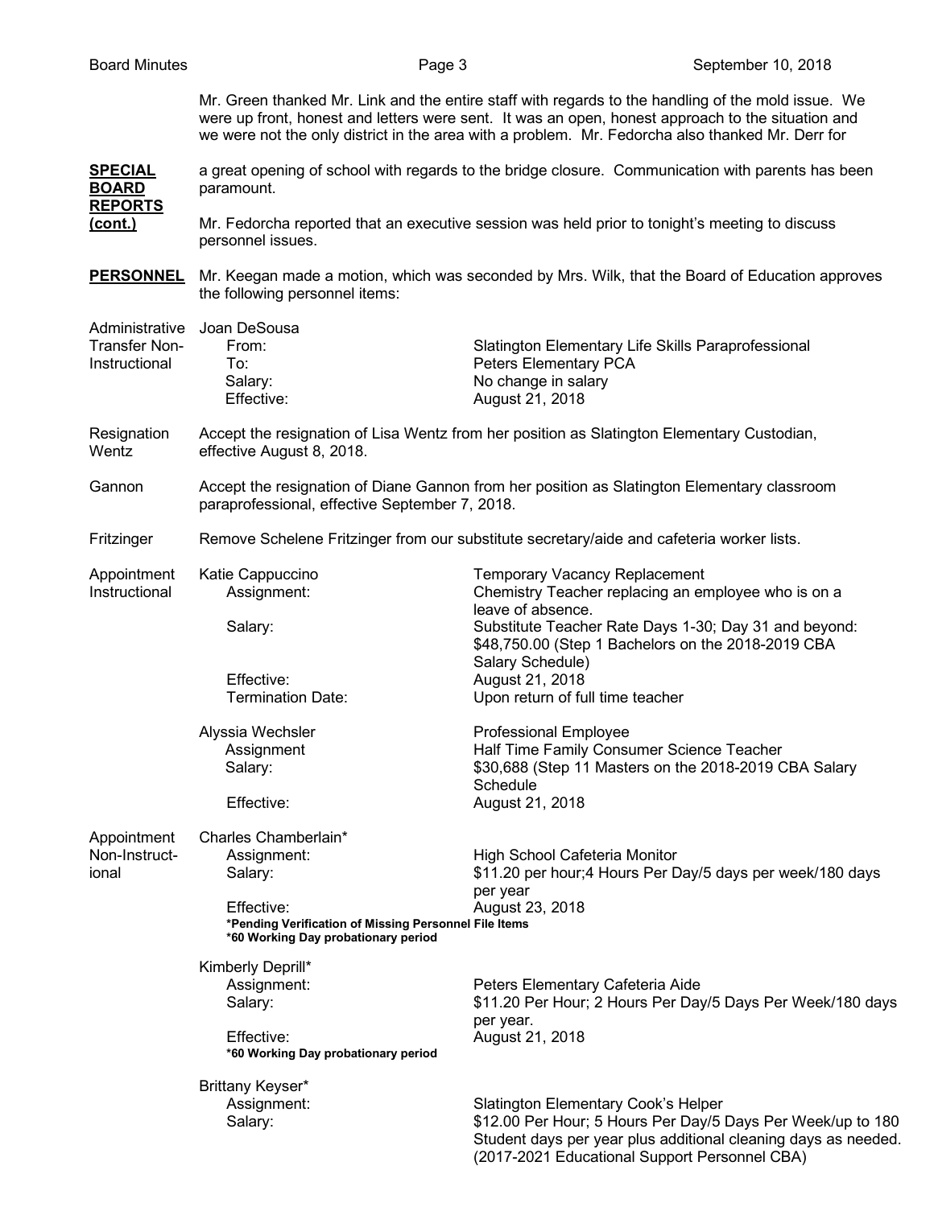Mr. Green thanked Mr. Link and the entire staff with regards to the handling of the mold issue. We were up front, honest and letters were sent. It was an open, honest approach to the situation and we were not the only district in the area with a problem. Mr. Fedorcha also thanked Mr. Derr for a great opening of school with regards to the bridge closure. Communication with parents has been paramount.

**SPECIAL BOARD REPORTS (cont.)**

Mr. Fedorcha reported that an executive session was held prior to tonight's meeting to discuss personnel issues.

**PERSONNEL**

Mr. Keegan made a motion, which was seconded by Mrs. Wilk, that the Board of Education approves the following personnel items:

Administrative Transfer Non-Instructional

Joan DeSousa

| | |
|---|---|
| From: | Slatington Elementary Life Skills Paraprofessional |
| To: | Peters Elementary PCA |
| Salary: | No change in salary |
| Effective: | August 21, 2018 |

Resignation Wentz

Accept the resignation of Lisa Wentz from her position as Slatington Elementary Custodian, effective August 8, 2018.

Gannon

Accept the resignation of Diane Gannon from her position as Slatington Elementary classroom paraprofessional, effective September 7, 2018.

Fritzinger

Remove Schelene Fritzinger from our substitute secretary/aide and cafeteria worker lists.

Appointment Instructional

| | |
|---|---|
| Katie Cappuccino | Temporary Vacancy Replacement |
| Assignment: | Chemistry Teacher replacing an employee who is on a leave of absence. |
| Salary: | Substitute Teacher Rate Days 1-30; Day 31 and beyond: $48,750.00 (Step 1 Bachelors on the 2018-2019 CBA Salary Schedule) |
| Effective: | August 21, 2018 |
| Termination Date: | Upon return of full time teacher |

| | |
|---|---|
| Alyssia Wechsler | Professional Employee |
| Assignment | Half Time Family Consumer Science Teacher |
| Salary: | $30,688 (Step 11 Masters on the 2018-2019 CBA Salary Schedule |
| Effective: | August 21, 2018 |

Appointment Non-Instructional

Charles Chamberlain*

| | |
|---|---|
| Assignment: | High School Cafeteria Monitor |
| Salary: | $11.20 per hour;4 Hours Per Day/5 days per week/180 days per year |
| Effective: | August 23, 2018 |

**\*Pending Verification of Missing Personnel File Items**
**\*60 Working Day probationary period**

Kimberly Deprill*

| | |
|---|---|
| Assignment: | Peters Elementary Cafeteria Aide |
| Salary: | $11.20 Per Hour; 2 Hours Per Day/5 Days Per Week/180 days per year. |
| Effective: | August 21, 2018 |

**\*60 Working Day probationary period**

Brittany Keyser*

| | |
|---|---|
| Assignment: | Slatington Elementary Cook's Helper |
| Salary: | $12.00 Per Hour; 5 Hours Per Day/5 Days Per Week/up to 180 Student days per year plus additional cleaning days as needed. (2017-2021 Educational Support Personnel CBA) |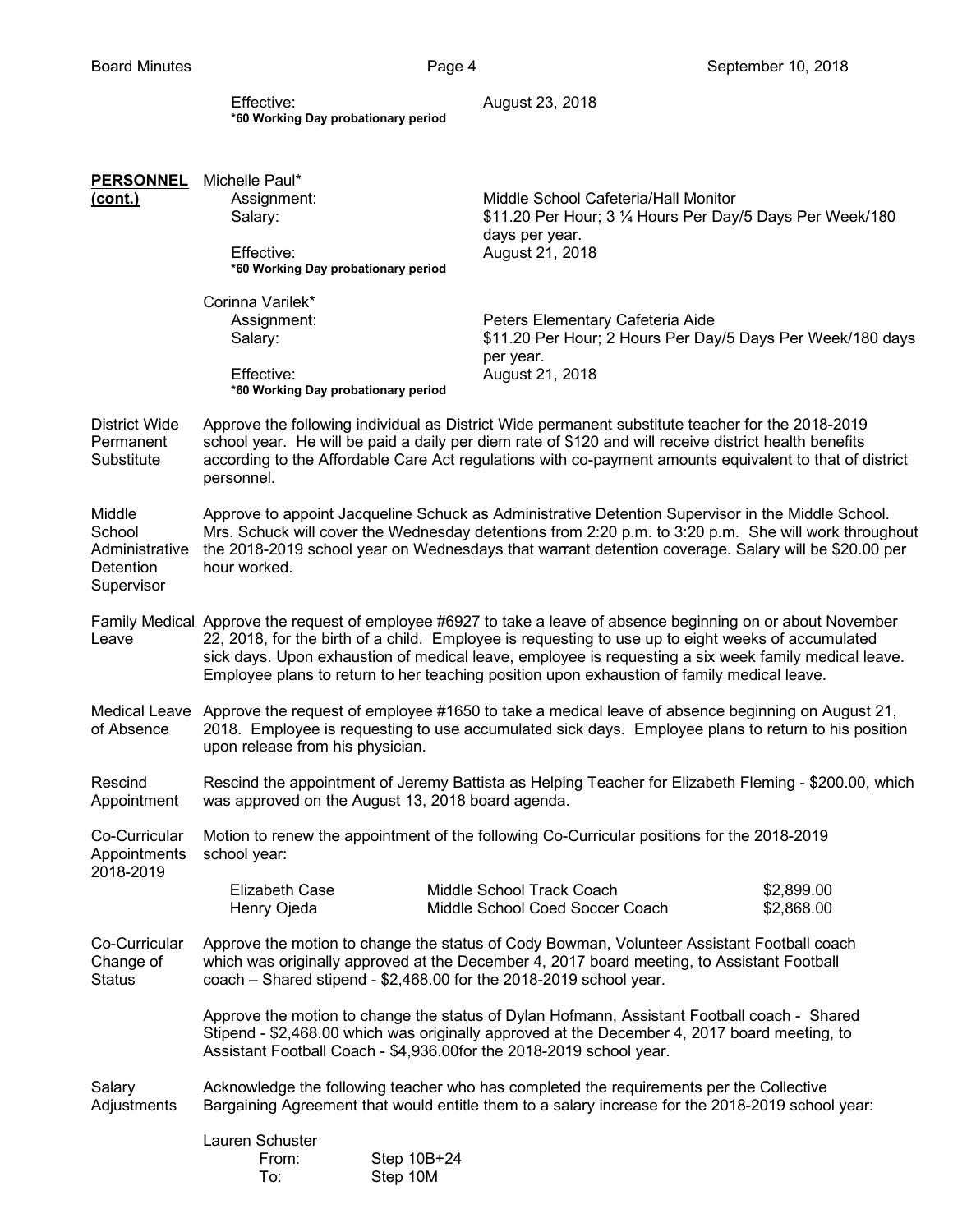Effective: August 23, 2018
**\*60 Working Day probationary period**

**PERSONNEL (cont.)**

Michelle Paul*
- Assignment: Middle School Cafeteria/Hall Monitor
- Salary: $11.20 Per Hour; 3 ¼ Hours Per Day/5 Days Per Week/180 days per year.
- Effective: August 21, 2018
- **\*60 Working Day probationary period**

Corinna Varilek*
- Assignment: Peters Elementary Cafeteria Aide
- Salary: $11.20 Per Hour; 2 Hours Per Day/5 Days Per Week/180 days per year.
- Effective: August 21, 2018
- **\*60 Working Day probationary period**

**District Wide Permanent Substitute**

Approve the following individual as District Wide permanent substitute teacher for the 2018-2019 school year. He will be paid a daily per diem rate of $120 and will receive district health benefits according to the Affordable Care Act regulations with co-payment amounts equivalent to that of district personnel.

**Middle School Administrative Detention Supervisor**

Approve to appoint Jacqueline Schuck as Administrative Detention Supervisor in the Middle School. Mrs. Schuck will cover the Wednesday detentions from 2:20 p.m. to 3:20 p.m. She will work throughout the 2018-2019 school year on Wednesdays that warrant detention coverage. Salary will be $20.00 per hour worked.

**Family Medical Leave**

Approve the request of employee #6927 to take a leave of absence beginning on or about November 22, 2018, for the birth of a child. Employee is requesting to use up to eight weeks of accumulated sick days. Upon exhaustion of medical leave, employee is requesting a six week family medical leave. Employee plans to return to her teaching position upon exhaustion of family medical leave.

**Medical Leave of Absence**

Approve the request of employee #1650 to take a medical leave of absence beginning on August 21, 2018. Employee is requesting to use accumulated sick days. Employee plans to return to his position upon release from his physician.

**Rescind Appointment**

Rescind the appointment of Jeremy Battista as Helping Teacher for Elizabeth Fleming - $200.00, which was approved on the August 13, 2018 board agenda.

**Co-Curricular Appointments 2018-2019**

Motion to renew the appointment of the following Co-Curricular positions for the 2018-2019 school year:

| Name | Position | Stipend |
|---|---|---|
| Elizabeth Case | Middle School Track Coach | $2,899.00 |
| Henry Ojeda | Middle School Coed Soccer Coach | $2,868.00 |

**Co-Curricular Change of Status**

Approve the motion to change the status of Cody Bowman, Volunteer Assistant Football coach which was originally approved at the December 4, 2017 board meeting, to Assistant Football coach – Shared stipend - $2,468.00 for the 2018-2019 school year.

Approve the motion to change the status of Dylan Hofmann, Assistant Football coach - Shared Stipend - $2,468.00 which was originally approved at the December 4, 2017 board meeting, to Assistant Football Coach - $4,936.00for the 2018-2019 school year.

**Salary Adjustments**

Acknowledge the following teacher who has completed the requirements per the Collective Bargaining Agreement that would entitle them to a salary increase for the 2018-2019 school year:

Lauren Schuster
- From: Step 10B+24
- To: Step 10M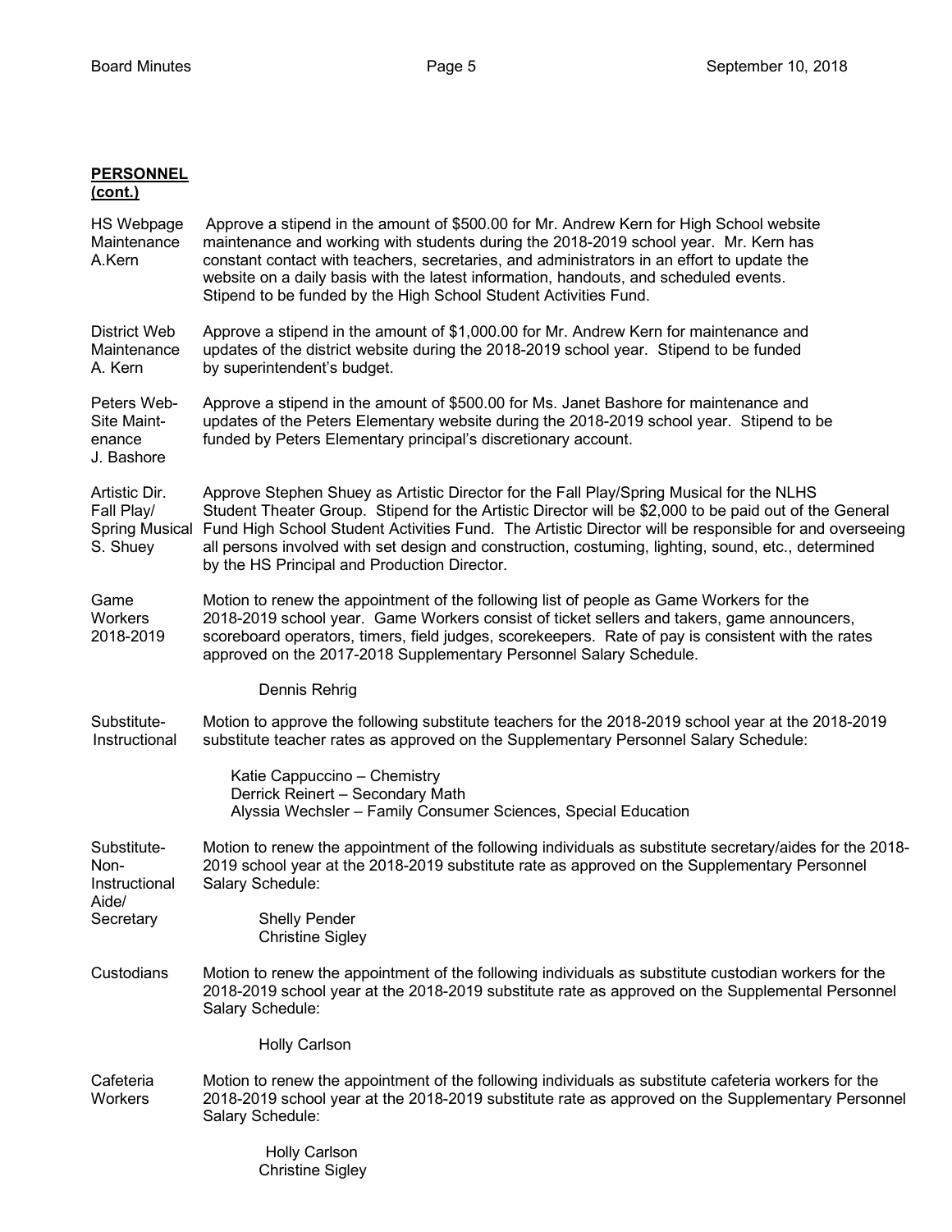**PERSONNEL (cont.)**

**HS Webpage Maintenance A.Kern**

Approve a stipend in the amount of $500.00 for Mr. Andrew Kern for High School website maintenance and working with students during the 2018-2019 school year. Mr. Kern has constant contact with teachers, secretaries, and administrators in an effort to update the website on a daily basis with the latest information, handouts, and scheduled events. Stipend to be funded by the High School Student Activities Fund.

**District Web Maintenance A. Kern**

Approve a stipend in the amount of $1,000.00 for Mr. Andrew Kern for maintenance and updates of the district website during the 2018-2019 school year. Stipend to be funded by superintendent's budget.

**Peters Web-Site Maintenance J. Bashore**

Approve a stipend in the amount of $500.00 for Ms. Janet Bashore for maintenance and updates of the Peters Elementary website during the 2018-2019 school year. Stipend to be funded by Peters Elementary principal's discretionary account.

**Artistic Dir. Fall Play/ Spring Musical S. Shuey**

Approve Stephen Shuey as Artistic Director for the Fall Play/Spring Musical for the NLHS Student Theater Group. Stipend for the Artistic Director will be $2,000 to be paid out of the General Fund High School Student Activities Fund. The Artistic Director will be responsible for and overseeing all persons involved with set design and construction, costuming, lighting, sound, etc., determined by the HS Principal and Production Director.

**Game Workers 2018-2019**

Motion to renew the appointment of the following list of people as Game Workers for the 2018-2019 school year. Game Workers consist of ticket sellers and takers, game announcers, scoreboard operators, timers, field judges, scorekeepers. Rate of pay is consistent with the rates approved on the 2017-2018 Supplementary Personnel Salary Schedule.

Dennis Rehrig

**Substitute-Instructional**

Motion to approve the following substitute teachers for the 2018-2019 school year at the 2018-2019 substitute teacher rates as approved on the Supplementary Personnel Salary Schedule:

Katie Cappuccino – Chemistry
Derrick Reinert – Secondary Math
Alyssia Wechsler – Family Consumer Sciences, Special Education

**Substitute-Non-Instructional Aide/ Secretary**

Motion to renew the appointment of the following individuals as substitute secretary/aides for the 2018-2019 school year at the 2018-2019 substitute rate as approved on the Supplementary Personnel Salary Schedule:

Shelly Pender
Christine Sigley

**Custodians**

Motion to renew the appointment of the following individuals as substitute custodian workers for the 2018-2019 school year at the 2018-2019 substitute rate as approved on the Supplemental Personnel Salary Schedule:

Holly Carlson

**Cafeteria Workers**

Motion to renew the appointment of the following individuals as substitute cafeteria workers for the 2018-2019 school year at the 2018-2019 substitute rate as approved on the Supplementary Personnel Salary Schedule:

Holly Carlson
Christine Sigley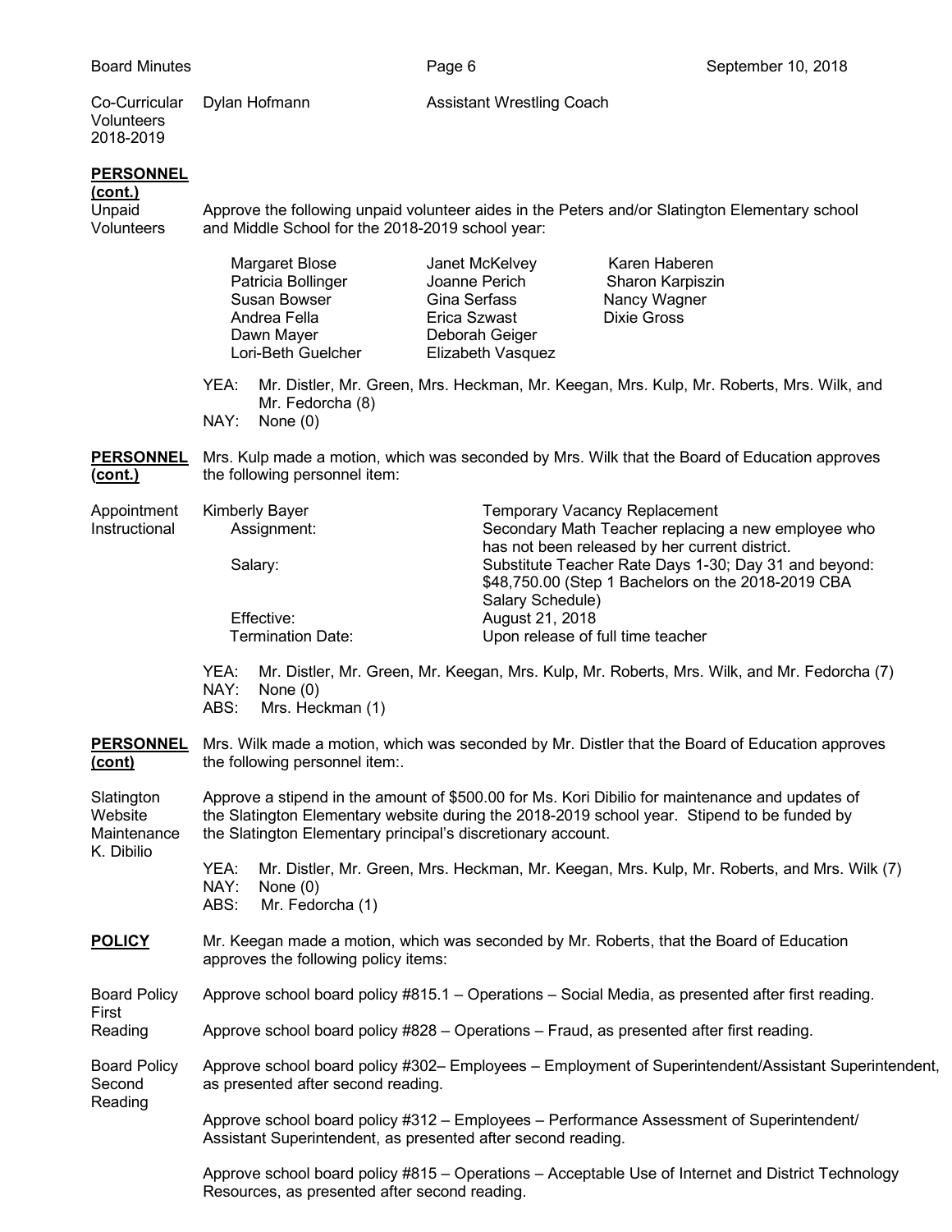Co-Curricular Volunteers 2018-2019 — Dylan Hofmann — Assistant Wrestling Coach

**PERSONNEL (cont.)**

Unpaid Volunteers

Approve the following unpaid volunteer aides in the Peters and/or Slatington Elementary school and Middle School for the 2018-2019 school year:

| | | |
|---|---|---|
| Margaret Blose | Janet McKelvey | Karen Haberen |
| Patricia Bollinger | Joanne Perich | Sharon Karpiszin |
| Susan Bowser | Gina Serfass | Nancy Wagner |
| Andrea Fella | Erica Szwast | Dixie Gross |
| Dawn Mayer | Deborah Geiger | |
| Lori-Beth Guelcher | Elizabeth Vasquez | |

YEA: Mr. Distler, Mr. Green, Mrs. Heckman, Mr. Keegan, Mrs. Kulp, Mr. Roberts, Mrs. Wilk, and Mr. Fedorcha (8)
NAY: None (0)

**PERSONNEL (cont.)**

Mrs. Kulp made a motion, which was seconded by Mrs. Wilk that the Board of Education approves the following personnel item:

Appointment Instructional

Kimberly Bayer — Temporary Vacancy Replacement

- Assignment: Secondary Math Teacher replacing a new employee who has not been released by her current district.
- Salary: Substitute Teacher Rate Days 1-30; Day 31 and beyond: $48,750.00 (Step 1 Bachelors on the 2018-2019 CBA Salary Schedule)
- Effective: August 21, 2018
- Termination Date: Upon release of full time teacher

YEA: Mr. Distler, Mr. Green, Mr. Keegan, Mrs. Kulp, Mr. Roberts, Mrs. Wilk, and Mr. Fedorcha (7)
NAY: None (0)
ABS: Mrs. Heckman (1)

**PERSONNEL (cont)**

Mrs. Wilk made a motion, which was seconded by Mr. Distler that the Board of Education approves the following personnel item:.

Slatington Website Maintenance K. Dibilio

Approve a stipend in the amount of $500.00 for Ms. Kori Dibilio for maintenance and updates of the Slatington Elementary website during the 2018-2019 school year. Stipend to be funded by the Slatington Elementary principal's discretionary account.

YEA: Mr. Distler, Mr. Green, Mrs. Heckman, Mr. Keegan, Mrs. Kulp, Mr. Roberts, and Mrs. Wilk (7)
NAY: None (0)
ABS: Mr. Fedorcha (1)

**POLICY**

Mr. Keegan made a motion, which was seconded by Mr. Roberts, that the Board of Education approves the following policy items:

Board Policy First Reading

Approve school board policy #815.1 – Operations – Social Media, as presented after first reading.

Approve school board policy #828 – Operations – Fraud, as presented after first reading.

Board Policy Second Reading

Approve school board policy #302– Employees – Employment of Superintendent/Assistant Superintendent, as presented after second reading.

Approve school board policy #312 – Employees – Performance Assessment of Superintendent/ Assistant Superintendent, as presented after second reading.

Approve school board policy #815 – Operations – Acceptable Use of Internet and District Technology Resources, as presented after second reading.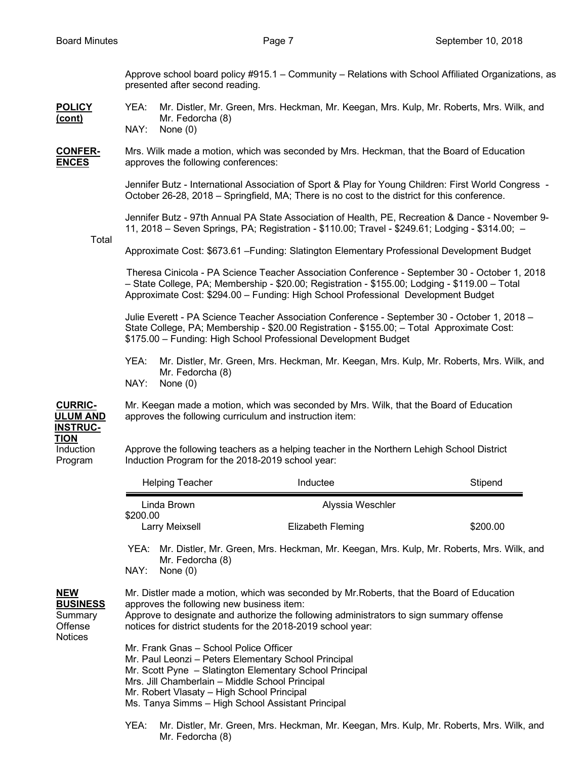Approve school board policy #915.1 – Community – Relations with School Affiliated Organizations, as presented after second reading.

**POLICY (cont)**

YEA: Mr. Distler, Mr. Green, Mrs. Heckman, Mr. Keegan, Mrs. Kulp, Mr. Roberts, Mrs. Wilk, and Mr. Fedorcha (8)
NAY: None (0)

**CONFER-ENCES**

Mrs. Wilk made a motion, which was seconded by Mrs. Heckman, that the Board of Education approves the following conferences:

Jennifer Butz - International Association of Sport & Play for Young Children: First World Congress - October 26-28, 2018 – Springfield, MA; There is no cost to the district for this conference.

Jennifer Butz - 97th Annual PA State Association of Health, PE, Recreation & Dance - November 9-11, 2018 – Seven Springs, PA; Registration - $110.00; Travel - $249.61; Lodging - $314.00; – Total Approximate Cost: $673.61 –Funding: Slatington Elementary Professional Development Budget

Theresa Cinicola - PA Science Teacher Association Conference - September 30 - October 1, 2018 – State College, PA; Membership - $20.00; Registration - $155.00; Lodging - $119.00 – Total Approximate Cost: $294.00 – Funding: High School Professional Development Budget

Julie Everett - PA Science Teacher Association Conference - September 30 - October 1, 2018 – State College, PA; Membership - $20.00 Registration - $155.00; – Total Approximate Cost: $175.00 – Funding: High School Professional Development Budget

YEA: Mr. Distler, Mr. Green, Mrs. Heckman, Mr. Keegan, Mrs. Kulp, Mr. Roberts, Mrs. Wilk, and Mr. Fedorcha (8)
NAY: None (0)

**CURRIC-ULUM AND INSTRUC-TION**

Mr. Keegan made a motion, which was seconded by Mrs. Wilk, that the Board of Education approves the following curriculum and instruction item:

Induction Program

Approve the following teachers as a helping teacher in the Northern Lehigh School District Induction Program for the 2018-2019 school year:

| Helping Teacher | Inductee | Stipend |
|---|---|---|
| Linda Brown | Alyssia Weschler | $200.00 |
| Larry Meixsell | Elizabeth Fleming | $200.00 |

YEA: Mr. Distler, Mr. Green, Mrs. Heckman, Mr. Keegan, Mrs. Kulp, Mr. Roberts, Mrs. Wilk, and Mr. Fedorcha (8)
NAY: None (0)

**NEW BUSINESS**

Summary Offense Notices

Mr. Distler made a motion, which was seconded by Mr.Roberts, that the Board of Education approves the following new business item:
Approve to designate and authorize the following administrators to sign summary offense notices for district students for the 2018-2019 school year:

Mr. Frank Gnas – School Police Officer
Mr. Paul Leonzi – Peters Elementary School Principal
Mr. Scott Pyne – Slatington Elementary School Principal
Mrs. Jill Chamberlain – Middle School Principal
Mr. Robert Vlasaty – High School Principal
Ms. Tanya Simms – High School Assistant Principal

YEA: Mr. Distler, Mr. Green, Mrs. Heckman, Mr. Keegan, Mrs. Kulp, Mr. Roberts, Mrs. Wilk, and Mr. Fedorcha (8)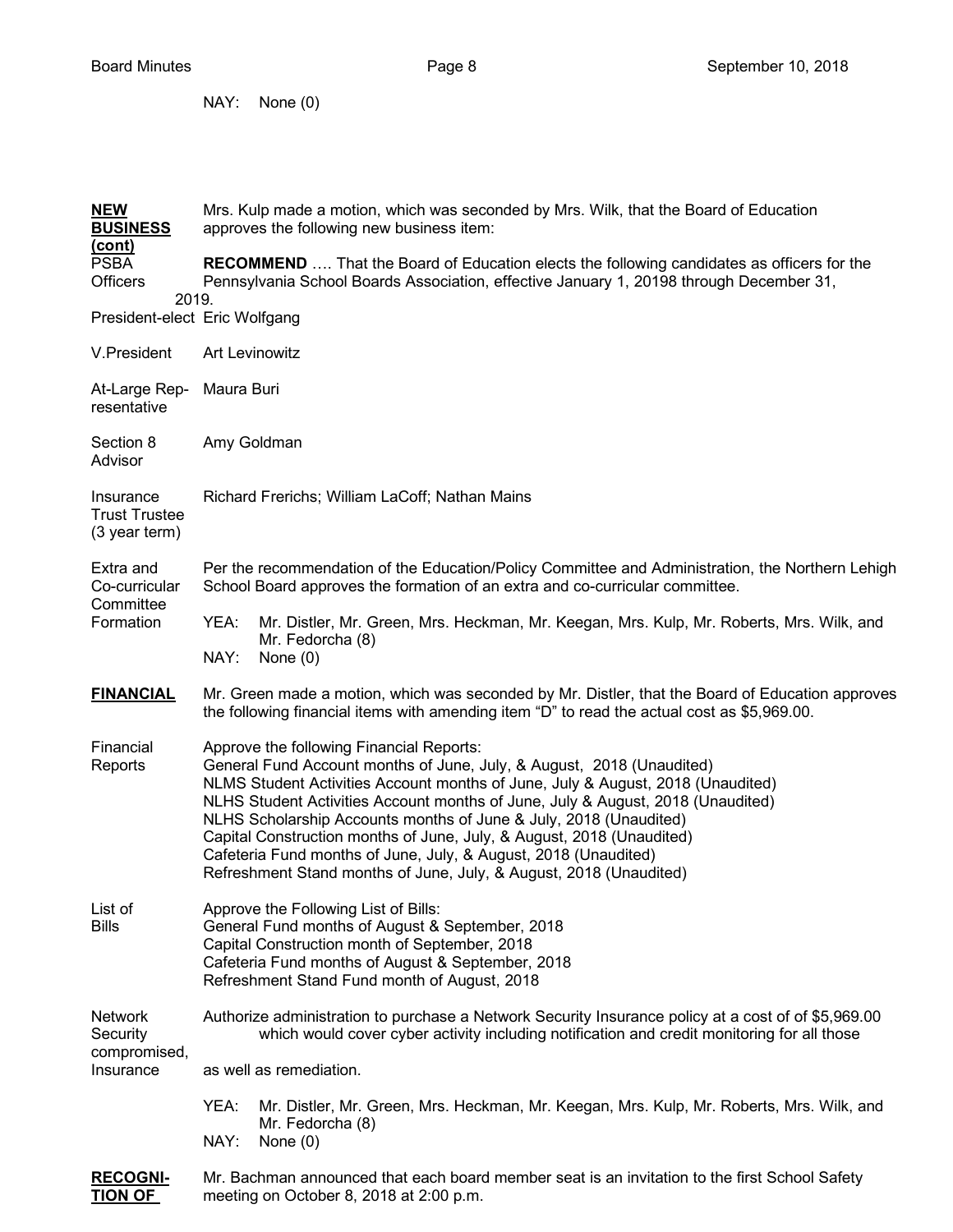NAY: None (0)

**NEW BUSINESS (cont)**

Mrs. Kulp made a motion, which was seconded by Mrs. Wilk, that the Board of Education approves the following new business item:

PSBA Officers

**RECOMMEND** …. That the Board of Education elects the following candidates as officers for the Pennsylvania School Boards Association, effective January 1, 20198 through December 31, 2019.

President-elect Eric Wolfgang

V.President Art Levinowitz

At-Large Representative Maura Buri

Section 8 Advisor Amy Goldman

Insurance Trust Trustee (3 year term) Richard Frerichs; William LaCoff; Nathan Mains

Extra and Co-curricular Committee Formation

Per the recommendation of the Education/Policy Committee and Administration, the Northern Lehigh School Board approves the formation of an extra and co-curricular committee.

YEA: Mr. Distler, Mr. Green, Mrs. Heckman, Mr. Keegan, Mrs. Kulp, Mr. Roberts, Mrs. Wilk, and Mr. Fedorcha (8)
NAY: None (0)

**FINANCIAL**

Mr. Green made a motion, which was seconded by Mr. Distler, that the Board of Education approves the following financial items with amending item "D" to read the actual cost as $5,969.00.

Financial Reports

Approve the following Financial Reports:
General Fund Account months of June, July, & August, 2018 (Unaudited)
NLMS Student Activities Account months of June, July & August, 2018 (Unaudited)
NLHS Student Activities Account months of June, July & August, 2018 (Unaudited)
NLHS Scholarship Accounts months of June & July, 2018 (Unaudited)
Capital Construction months of June, July, & August, 2018 (Unaudited)
Cafeteria Fund months of June, July, & August, 2018 (Unaudited)
Refreshment Stand months of June, July, & August, 2018 (Unaudited)

List of Bills

Approve the Following List of Bills:
General Fund months of August & September, 2018
Capital Construction month of September, 2018
Cafeteria Fund months of August & September, 2018
Refreshment Stand Fund month of August, 2018

Network Security compromised, Insurance

Authorize administration to purchase a Network Security Insurance policy at a cost of of $5,969.00 which would cover cyber activity including notification and credit monitoring for all those as well as remediation.

YEA: Mr. Distler, Mr. Green, Mrs. Heckman, Mr. Keegan, Mrs. Kulp, Mr. Roberts, Mrs. Wilk, and Mr. Fedorcha (8)
NAY: None (0)

**RECOGNITION OF**

Mr. Bachman announced that each board member seat is an invitation to the first School Safety meeting on October 8, 2018 at 2:00 p.m.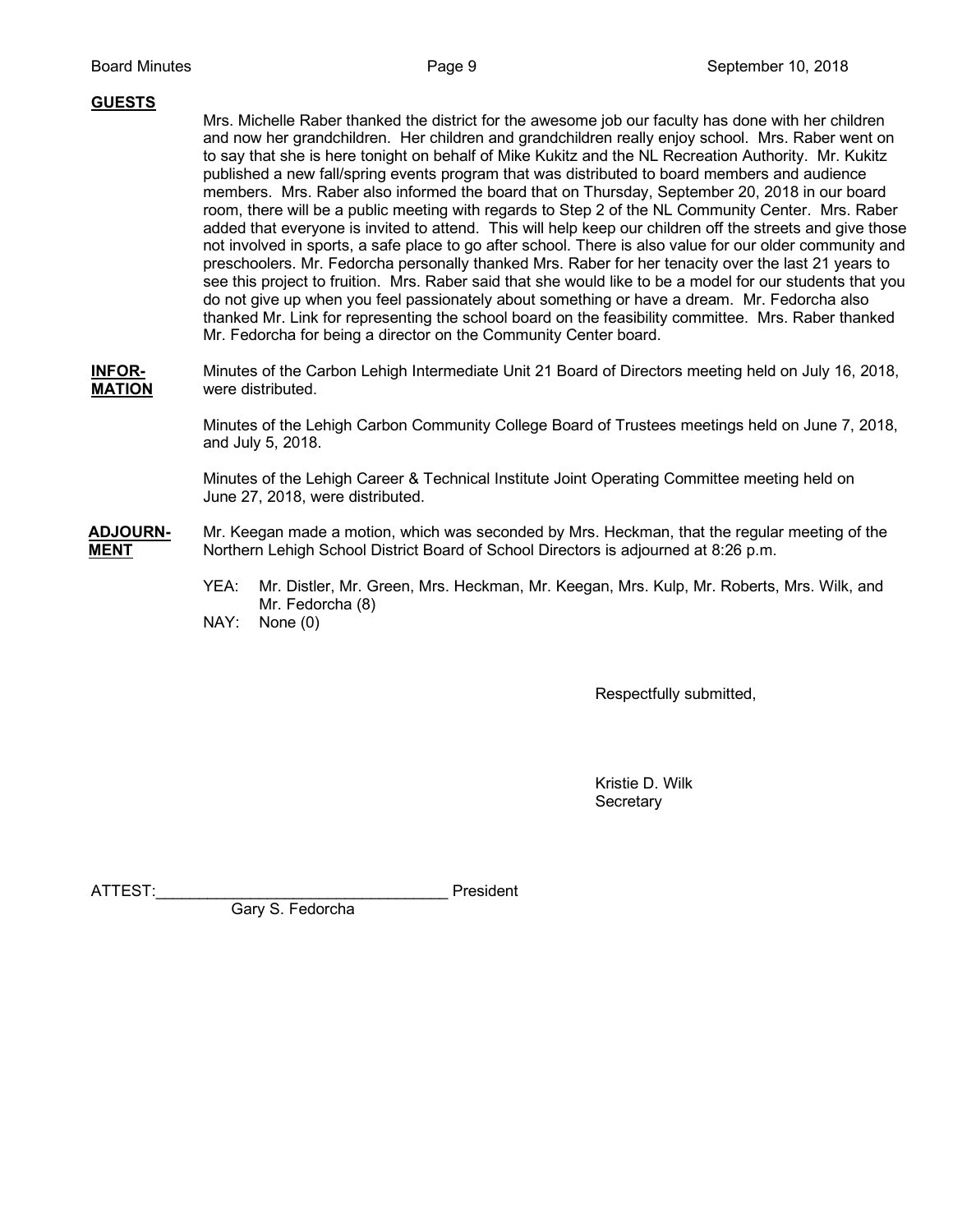**GUESTS**

Mrs. Michelle Raber thanked the district for the awesome job our faculty has done with her children and now her grandchildren. Her children and grandchildren really enjoy school. Mrs. Raber went on to say that she is here tonight on behalf of Mike Kukitz and the NL Recreation Authority. Mr. Kukitz published a new fall/spring events program that was distributed to board members and audience members. Mrs. Raber also informed the board that on Thursday, September 20, 2018 in our board room, there will be a public meeting with regards to Step 2 of the NL Community Center. Mrs. Raber added that everyone is invited to attend. This will help keep our children off the streets and give those not involved in sports, a safe place to go after school. There is also value for our older community and preschoolers. Mr. Fedorcha personally thanked Mrs. Raber for her tenacity over the last 21 years to see this project to fruition. Mrs. Raber said that she would like to be a model for our students that you do not give up when you feel passionately about something or have a dream. Mr. Fedorcha also thanked Mr. Link for representing the school board on the feasibility committee. Mrs. Raber thanked Mr. Fedorcha for being a director on the Community Center board.

**INFOR-MATION**

Minutes of the Carbon Lehigh Intermediate Unit 21 Board of Directors meeting held on July 16, 2018, were distributed.

Minutes of the Lehigh Carbon Community College Board of Trustees meetings held on June 7, 2018, and July 5, 2018.

Minutes of the Lehigh Career & Technical Institute Joint Operating Committee meeting held on June 27, 2018, were distributed.

**ADJOURN-MENT**

Mr. Keegan made a motion, which was seconded by Mrs. Heckman, that the regular meeting of the Northern Lehigh School District Board of School Directors is adjourned at 8:26 p.m.

YEA: Mr. Distler, Mr. Green, Mrs. Heckman, Mr. Keegan, Mrs. Kulp, Mr. Roberts, Mrs. Wilk, and Mr. Fedorcha (8)
NAY: None (0)

Respectfully submitted,

Kristie D. Wilk
Secretary

ATTEST:\_\_\_\_\_\_\_\_\_\_\_\_\_\_\_\_\_\_\_\_\_\_\_\_\_\_\_\_\_\_\_\_\_\_ President
Gary S. Fedorcha